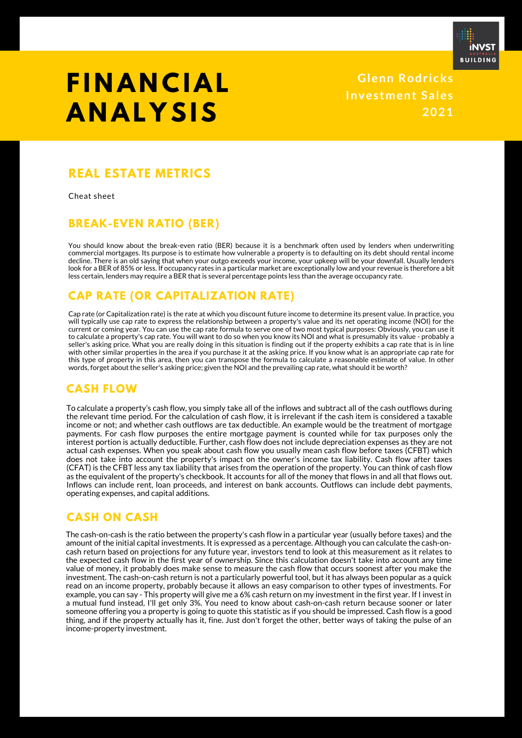# FINANCIAL ANALYSIS

**Glenn Rodricks**
**Investment Sales**
**2021**

## REAL ESTATE METRICS

Cheat sheet

## BREAK-EVEN RATIO (BER)

You should know about the break-even ratio (BER) because it is a benchmark often used by lenders when underwriting commercial mortgages. Its purpose is to estimate how vulnerable a property is to defaulting on its debt should rental income decline. There is an old saying that when your outgo exceeds your income, your upkeep will be your downfall. Usually lenders look for a BER of 85% or less. If occupancy rates in a particular market are exceptionally low and your revenue is therefore a bit less certain, lenders may require a BER that is several percentage points less than the average occupancy rate.

## CAP RATE (OR CAPITALIZATION RATE)

Cap rate (or Capitalization rate) is the rate at which you discount future income to determine its present value. In practice, you will typically use cap rate to express the relationship between a property's value and its net operating income (NOI) for the current or coming year. You can use the cap rate formula to serve one of two most typical purposes: Obviously, you can use it to calculate a property's cap rate. You will want to do so when you know its NOI and what is presumably its value - probably a seller's asking price. What you are really doing in this situation is finding out if the property exhibits a cap rate that is in line with other similar properties in the area if you purchase it at the asking price. If you know what is an appropriate cap rate for this type of property in this area, then you can transpose the formula to calculate a reasonable estimate of value. In other words, forget about the seller's asking price; given the NOI and the prevailing cap rate, what should it be worth?

## CASH FLOW

To calculate a property's cash flow, you simply take all of the inflows and subtract all of the cash outflows during the relevant time period. For the calculation of cash flow, it is irrelevant if the cash item is considered a taxable income or not; and whether cash outflows are tax deductible. An example would be the treatment of mortgage payments. For cash flow purposes the entire mortgage payment is counted while for tax purposes only the interest portion is actually deductible. Further, cash flow does not include depreciation expenses as they are not actual cash expenses. When you speak about cash flow you usually mean cash flow before taxes (CFBT) which does not take into account the property's impact on the owner's income tax liability. Cash flow after taxes (CFAT) is the CFBT less any tax liability that arises from the operation of the property. You can think of cash flow as the equivalent of the property's checkbook. It accounts for all of the money that flows in and all that flows out. Inflows can include rent, loan proceeds, and interest on bank accounts. Outflows can include debt payments, operating expenses, and capital additions.

## CASH ON CASH

The cash-on-cash is the ratio between the property's cash flow in a particular year (usually before taxes) and the amount of the initial capital investments. It is expressed as a percentage. Although you can calculate the cash-on-cash return based on projections for any future year, investors tend to look at this measurement as it relates to the expected cash flow in the first year of ownership. Since this calculation doesn't take into account any time value of money, it probably does make sense to measure the cash flow that occurs soonest after you make the investment. The cash-on-cash return is not a particularly powerful tool, but it has always been popular as a quick read on an income property, probably because it allows an easy comparison to other types of investments. For example, you can say - This property will give me a 6% cash return on my investment in the first year. If I invest in a mutual fund instead, I'll get only 3%. You need to know about cash-on-cash return because sooner or later someone offering you a property is going to quote this statistic as if you should be impressed. Cash flow is a good thing, and if the property actually has it, fine. Just don't forget the other, better ways of taking the pulse of an income-property investment.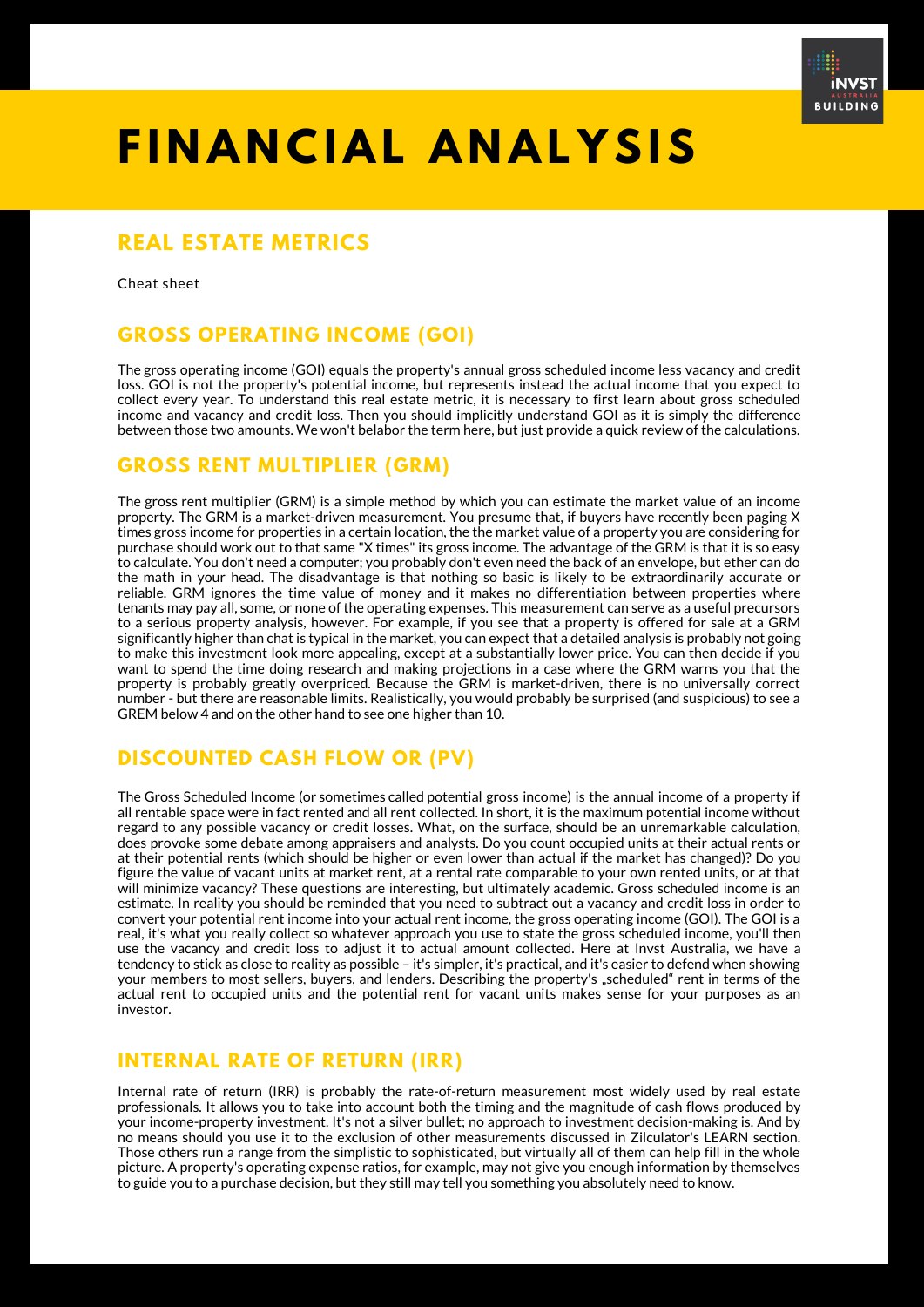# FINANCIAL ANALYSIS

## REAL ESTATE METRICS

Cheat sheet

## GROSS OPERATING INCOME (GOI)

The gross operating income (GOI) equals the property's annual gross scheduled income less vacancy and credit loss. GOI is not the property's potential income, but represents instead the actual income that you expect to collect every year. To understand this real estate metric, it is necessary to first learn about gross scheduled income and vacancy and credit loss. Then you should implicitly understand GOI as it is simply the difference between those two amounts. We won't belabor the term here, but just provide a quick review of the calculations.

## GROSS RENT MULTIPLIER (GRM)

The gross rent multiplier (GRM) is a simple method by which you can estimate the market value of an income property. The GRM is a market-driven measurement. You presume that, if buyers have recently been paging X times gross income for properties in a certain location, the the market value of a property you are considering for purchase should work out to that same "X times" its gross income. The advantage of the GRM is that it is so easy to calculate. You don't need a computer; you probably don't even need the back of an envelope, but ether can do the math in your head. The disadvantage is that nothing so basic is likely to be extraordinarily accurate or reliable. GRM ignores the time value of money and it makes no differentiation between properties where tenants may pay all, some, or none of the operating expenses. This measurement can serve as a useful precursors to a serious property analysis, however. For example, if you see that a property is offered for sale at a GRM significantly higher than chat is typical in the market, you can expect that a detailed analysis is probably not going to make this investment look more appealing, except at a substantially lower price. You can then decide if you want to spend the time doing research and making projections in a case where the GRM warns you that the property is probably greatly overpriced. Because the GRM is market-driven, there is no universally correct number - but there are reasonable limits. Realistically, you would probably be surprised (and suspicious) to see a GREM below 4 and on the other hand to see one higher than 10.

## DISCOUNTED CASH FLOW OR (PV)

The Gross Scheduled Income (or sometimes called potential gross income) is the annual income of a property if all rentable space were in fact rented and all rent collected. In short, it is the maximum potential income without regard to any possible vacancy or credit losses. What, on the surface, should be an unremarkable calculation, does provoke some debate among appraisers and analysts. Do you count occupied units at their actual rents or at their potential rents (which should be higher or even lower than actual if the market has changed)? Do you figure the value of vacant units at market rent, at a rental rate comparable to your own rented units, or at that will minimize vacancy? These questions are interesting, but ultimately academic. Gross scheduled income is an estimate. In reality you should be reminded that you need to subtract out a vacancy and credit loss in order to convert your potential rent income into your actual rent income, the gross operating income (GOI). The GOI is a real, it's what you really collect so whatever approach you use to state the gross scheduled income, you'll then use the vacancy and credit loss to adjust it to actual amount collected. Here at Invst Australia, we have a tendency to stick as close to reality as possible – it's simpler, it's practical, and it's easier to defend when showing your members to most sellers, buyers, and lenders. Describing the property's „scheduled" rent in terms of the actual rent to occupied units and the potential rent for vacant units makes sense for your purposes as an investor.

## INTERNAL RATE OF RETURN (IRR)

Internal rate of return (IRR) is probably the rate-of-return measurement most widely used by real estate professionals. It allows you to take into account both the timing and the magnitude of cash flows produced by your income-property investment. It's not a silver bullet; no approach to investment decision-making is. And by no means should you use it to the exclusion of other measurements discussed in Zilculator's LEARN section. Those others run a range from the simplistic to sophisticated, but virtually all of them can help fill in the whole picture. A property's operating expense ratios, for example, may not give you enough information by themselves to guide you to a purchase decision, but they still may tell you something you absolutely need to know.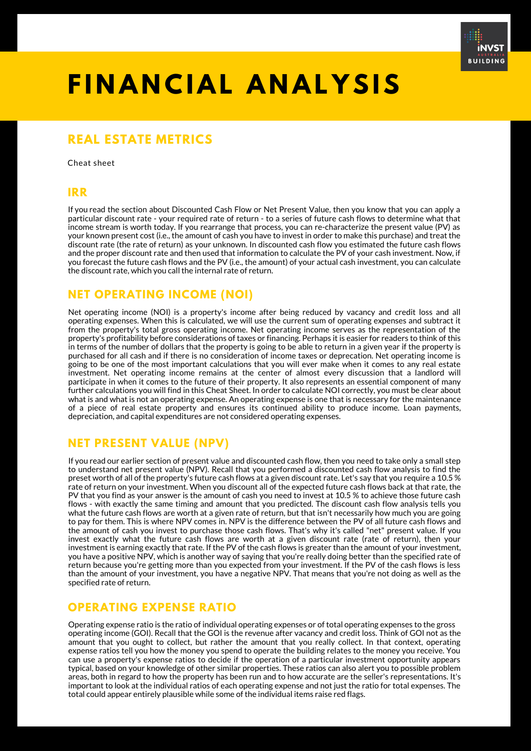# FINANCIAL ANALYSIS

## REAL ESTATE METRICS

Cheat sheet

### IRR

If you read the section about Discounted Cash Flow or Net Present Value, then you know that you can apply a particular discount rate - your required rate of return - to a series of future cash flows to determine what that income stream is worth today. If you rearrange that process, you can re-characterize the present value (PV) as your known present cost (i.e., the amount of cash you have to invest in order to make this purchase) and treat the discount rate (the rate of return) as your unknown. In discounted cash flow you estimated the future cash flows and the proper discount rate and then used that information to calculate the PV of your cash investment. Now, if you forecast the future cash flows and the PV (i.e., the amount) of your actual cash investment, you can calculate the discount rate, which you call the internal rate of return.

### NET OPERATING INCOME (NOI)

Net operating income (NOI) is a property's income after being reduced by vacancy and credit loss and all operating expenses. When this is calculated, we will use the current sum of operating expenses and subtract it from the property's total gross operating income. Net operating income serves as the representation of the property's profitability before considerations of taxes or financing. Perhaps it is easier for readers to think of this in terms of the number of dollars that the property is going to be able to return in a given year if the property is purchased for all cash and if there is no consideration of income taxes or deprecation. Net operating income is going to be one of the most important calculations that you will ever make when it comes to any real estate investment. Net operating income remains at the center of almost every discussion that a landlord will participate in when it comes to the future of their property. It also represents an essential component of many further calculations you will find in this Cheat Sheet. In order to calculate NOI correctly, you must be clear about what is and what is not an operating expense. An operating expense is one that is necessary for the maintenance of a piece of real estate property and ensures its continued ability to produce income. Loan payments, depreciation, and capital expenditures are not considered operating expenses.

### NET PRESENT VALUE (NPV)

If you read our earlier section of present value and discounted cash flow, then you need to take only a small step to understand net present value (NPV). Recall that you performed a discounted cash flow analysis to find the preset worth of all of the property's future cash flows at a given discount rate. Let's say that you require a 10.5 % rate of return on your investment. When you discount all of the expected future cash flows back at that rate, the PV that you find as your answer is the amount of cash you need to invest at 10.5 % to achieve those future cash flows - with exactly the same timing and amount that you predicted. The discount cash flow analysis tells you what the future cash flows are worth at a given rate of return, but that isn't necessarily how much you are going to pay for them. This is where NPV comes in. NPV is the difference between the PV of all future cash flows and the amount of cash you invest to purchase those cash flows. That's why it's called "net" present value. If you invest exactly what the future cash flows are worth at a given discount rate (rate of return), then your investment is earning exactly that rate. If the PV of the cash flows is greater than the amount of your investment, you have a positive NPV, which is another way of saying that you're really doing better than the specified rate of return because you're getting more than you expected from your investment. If the PV of the cash flows is less than the amount of your investment, you have a negative NPV. That means that you're not doing as well as the specified rate of return.

### OPERATING EXPENSE RATIO

Operating expense ratio is the ratio of individual operating expenses or of total operating expenses to the gross operating income (GOI). Recall that the GOI is the revenue after vacancy and credit loss. Think of GOI not as the amount that you ought to collect, but rather the amount that you really collect. In that context, operating expense ratios tell you how the money you spend to operate the building relates to the money you receive. You can use a property's expense ratios to decide if the operation of a particular investment opportunity appears typical, based on your knowledge of other similar properties. These ratios can also alert you to possible problem areas, both in regard to how the property has been run and to how accurate are the seller's representations. It's important to look at the individual ratios of each operating expense and not just the ratio for total expenses. The total could appear entirely plausible while some of the individual items raise red flags.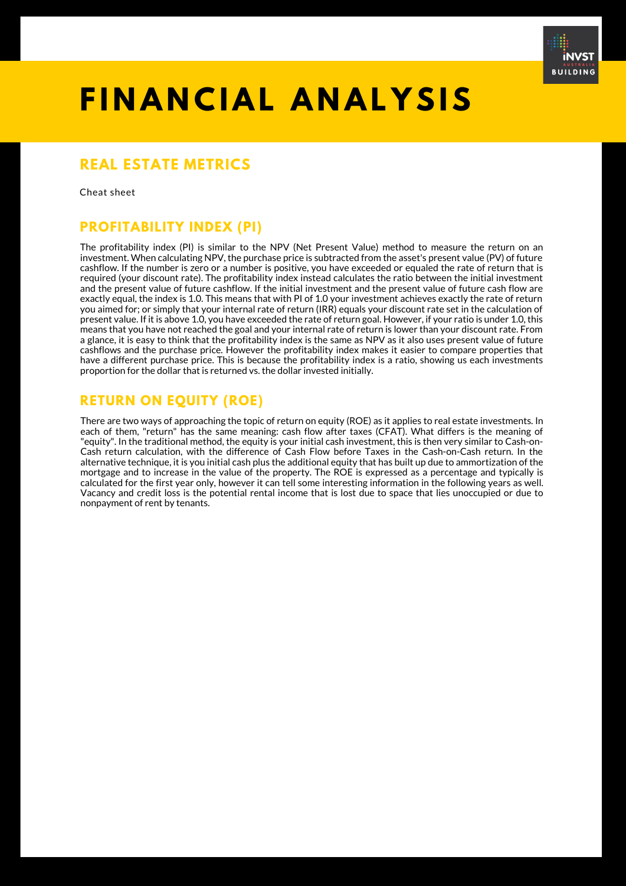# FINANCIAL ANALYSIS

## REAL ESTATE METRICS

Cheat sheet

## PROFITABILITY INDEX (PI)

The profitability index (PI) is similar to the NPV (Net Present Value) method to measure the return on an investment. When calculating NPV, the purchase price is subtracted from the asset's present value (PV) of future cashflow. If the number is zero or a number is positive, you have exceeded or equaled the rate of return that is required (your discount rate). The profitability index instead calculates the ratio between the initial investment and the present value of future cashflow. If the initial investment and the present value of future cash flow are exactly equal, the index is 1.0. This means that with PI of 1.0 your investment achieves exactly the rate of return you aimed for; or simply that your internal rate of return (IRR) equals your discount rate set in the calculation of present value. If it is above 1.0, you have exceeded the rate of return goal. However, if your ratio is under 1.0, this means that you have not reached the goal and your internal rate of return is lower than your discount rate. From a glance, it is easy to think that the profitability index is the same as NPV as it also uses present value of future cashflows and the purchase price. However the profitability index makes it easier to compare properties that have a different purchase price. This is because the profitability index is a ratio, showing us each investments proportion for the dollar that is returned vs. the dollar invested initially.

## RETURN ON EQUITY (ROE)

There are two ways of approaching the topic of return on equity (ROE) as it applies to real estate investments. In each of them, "return" has the same meaning: cash flow after taxes (CFAT). What differs is the meaning of "equity". In the traditional method, the equity is your initial cash investment, this is then very similar to Cash-on-Cash return calculation, with the difference of Cash Flow before Taxes in the Cash-on-Cash return. In the alternative technique, it is you initial cash plus the additional equity that has built up due to ammortization of the mortgage and to increase in the value of the property. The ROE is expressed as a percentage and typically is calculated for the first year only, however it can tell some interesting information in the following years as well. Vacancy and credit loss is the potential rental income that is lost due to space that lies unoccupied or due to nonpayment of rent by tenants.